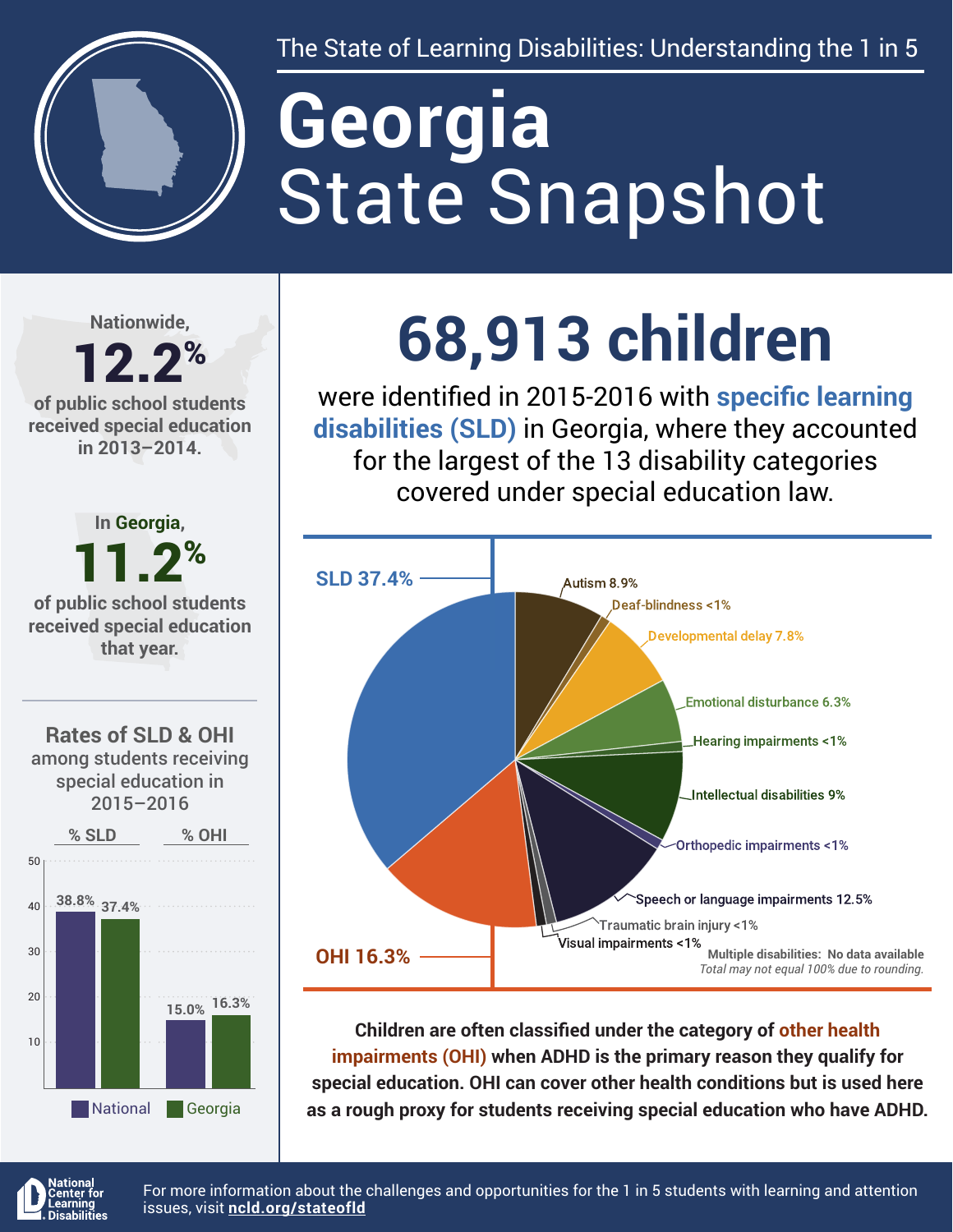The State of Learning Disabilities: Understanding the 1 in 5

# Georgia State Snapshot

Nationwide,

**12.2%**

of public school students received special education in 2013–2014.

In Georgia,

**11.2%**

of public school students received special education that year.

## Rates of SLD & OHI among students receiving special education in 2015–2016

| | National | Georgia |
|---|---|---|
| % SLD | 38.8% | 37.4% |
| % OHI | 15.0% | 16.3% |

# 68,913 children

were identified in 2015-2016 with **specific learning disabilities (SLD)** in Georgia, where they accounted for the largest of the 13 disability categories covered under special education law.

| Disability category | Percent |
|---|---|
| SLD | 37.4% |
| Autism | 8.9% |
| Deaf-blindness | <1% |
| Developmental delay | 7.8% |
| Emotional disturbance | 6.3% |
| Hearing impairments | <1% |
| Intellectual disabilities | 9% |
| Orthopedic impairments | <1% |
| Speech or language impairments | 12.5% |
| Traumatic brain injury | <1% |
| Visual impairments | <1% |
| OHI | 16.3% |

Multiple disabilities: No data available

*Total may not equal 100% due to rounding.*

**Children are often classified under the category of other health impairments (OHI) when ADHD is the primary reason they qualify for special education. OHI can cover other health conditions but is used here as a rough proxy for students receiving special education who have ADHD.**

National Center for Learning Disabilities

For more information about the challenges and opportunities for the 1 in 5 students with learning and attention issues, visit **ncld.org/stateofld**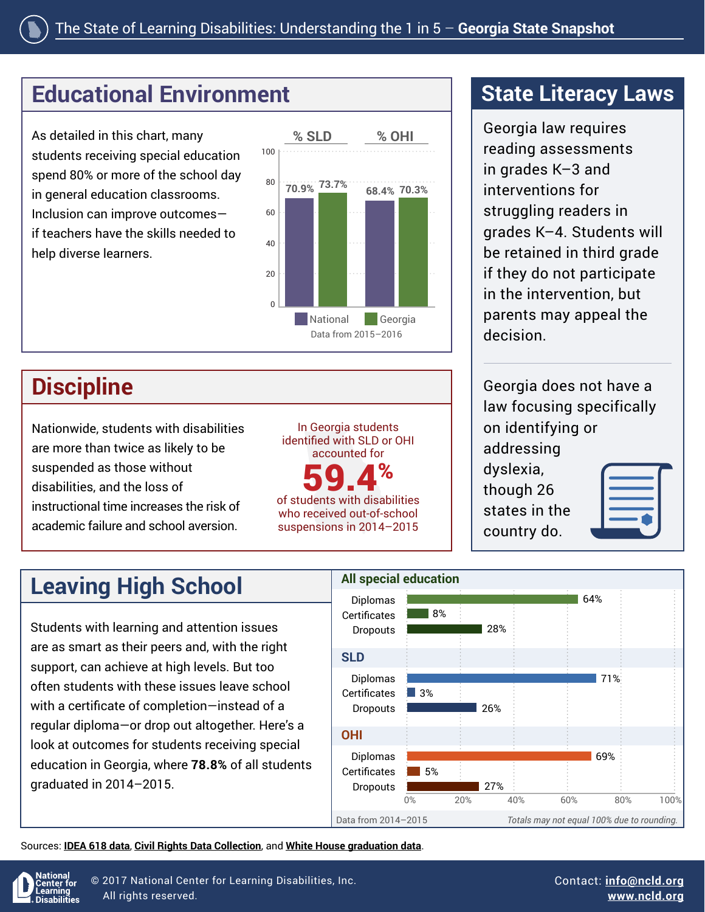# The State of Learning Disabilities: Understanding the 1 in 5 – **Georgia State Snapshot**

## Educational Environment

As detailed in this chart, many students receiving special education spend 80% or more of the school day in general education classrooms. Inclusion can improve outcomes—if teachers have the skills needed to help diverse learners.

% SLD
% OHI
100
80
60
40
20
0
70.9%
73.7%
68.4%
70.3%
National
Georgia
Data from 2015–2016

## Discipline

Nationwide, students with disabilities are more than twice as likely to be suspended as those without disabilities, and the loss of instructional time increases the risk of academic failure and school aversion.

In Georgia students identified with SLD or OHI accounted for

**59.4%**

of students with disabilities who received out-of-school suspensions in 2014–2015

## State Literacy Laws

Georgia law requires reading assessments in grades K–3 and interventions for struggling readers in grades K–4. Students will be retained in third grade if they do not participate in the intervention, but parents may appeal the decision.

Georgia does not have a law focusing specifically on identifying or addressing dyslexia, though 26 states in the country do.

## Leaving High School

Students with learning and attention issues are as smart as their peers and, with the right support, can achieve at high levels. But too often students with these issues leave school with a certificate of completion—instead of a regular diploma—or drop out altogether. Here's a look at outcomes for students receiving special education in Georgia, where **78.8%** of all students graduated in 2014–2015.

**All special education**
Diplomas 64%
Certificates 8%
Dropouts 28%

**SLD**
Diplomas 71%
Certificates 3%
Dropouts 26%

**OHI**
Diplomas 69%
Certificates 5%
Dropouts 27%

0%
20%
40%
60%
80%
100%

Data from 2014–2015

*Totals may not equal 100% due to rounding.*

Sources: **IDEA 618 data**, **Civil Rights Data Collection**, and **White House graduation data**.

National Center for Learning Disabilities

© 2017 National Center for Learning Disabilities, Inc. All rights reserved.

Contact: **info@ncld.org** **www.ncld.org**